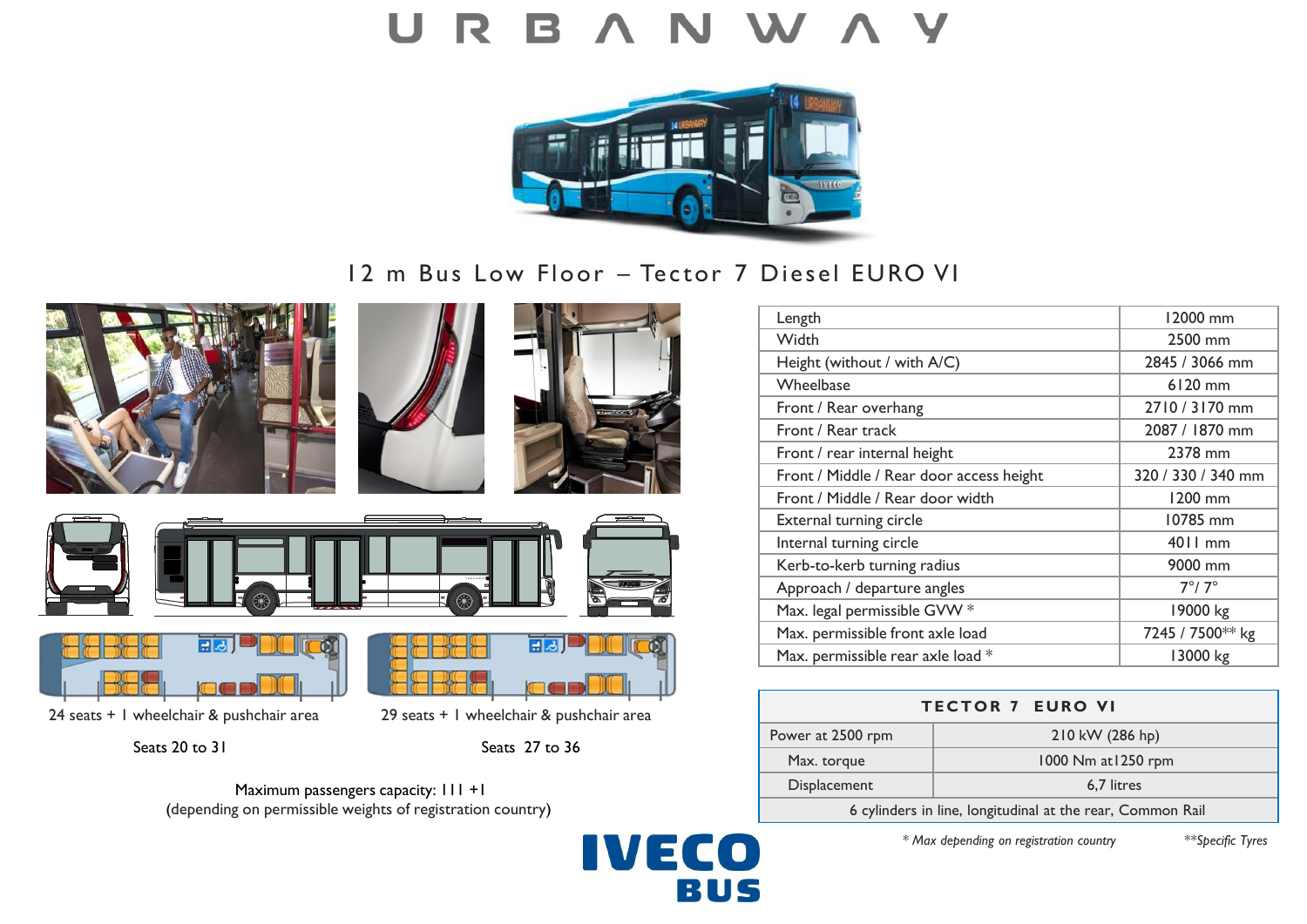# URBANWAY

## 12 m Bus Low Floor – Tector 7 Diesel EURO VI

24 seats + 1 wheelchair & pushchair area

Seats 20 to 31

29 seats + 1 wheelchair & pushchair area

Seats 27 to 36

Maximum passengers capacity: 111 +1
(depending on permissible weights of registration country)

| Length | 12000 mm |
|---|---|
| Width | 2500 mm |
| Height (without / with A/C) | 2845 / 3066 mm |
| Wheelbase | 6120 mm |
| Front / Rear overhang | 2710 / 3170 mm |
| Front / Rear track | 2087 / 1870 mm |
| Front / rear internal height | 2378 mm |
| Front / Middle / Rear door access height | 320 / 330 / 340 mm |
| Front / Middle / Rear door width | 1200 mm |
| External turning circle | 10785 mm |
| Internal turning circle | 4011 mm |
| Kerb-to-kerb turning radius | 9000 mm |
| Approach / departure angles | 7°/ 7° |
| Max. legal permissible GVW * | 19000 kg |
| Max. permissible front axle load | 7245 / 7500** kg |
| Max. permissible rear axle load * | 13000 kg |

| TECTOR 7 EURO VI | |
|---|---|
| Power at 2500 rpm | 210 kW (286 hp) |
| Max. torque | 1000 Nm at1250 rpm |
| Displacement | 6,7 litres |
| 6 cylinders in line, longitudinal at the rear, Common Rail | |

*\* Max depending on registration country*

*\*\*Specific Tyres*

IVECO BUS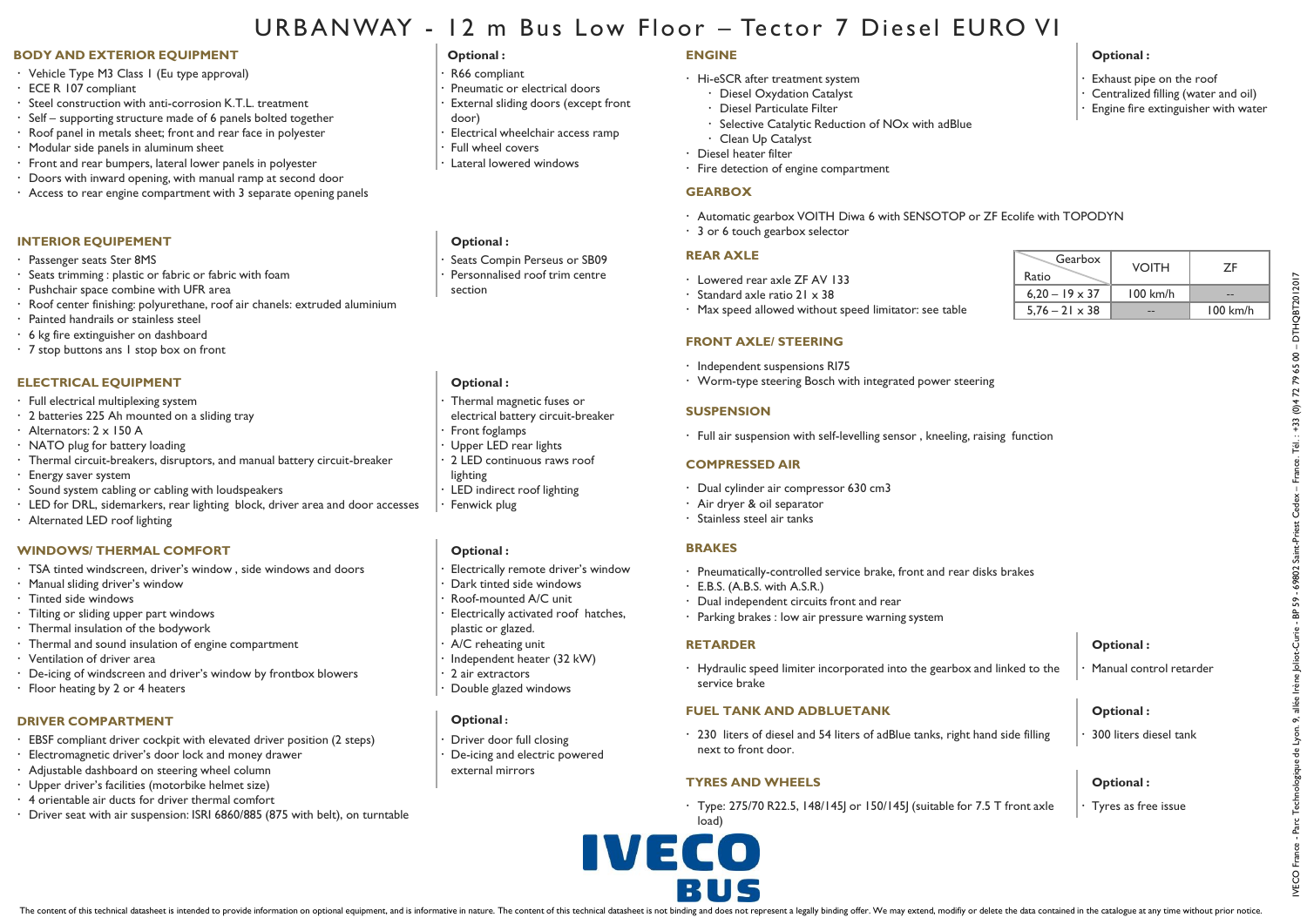# URBANWAY - 12 m Bus Low Floor – Tector 7 Diesel EURO VI

## BODY AND EXTERIOR EQUIPMENT

- Vehicle Type M3 Class I (Eu type approval)
- ECE R 107 compliant
- Steel construction with anti-corrosion K.T.L. treatment
- Self – supporting structure made of 6 panels bolted together
- Roof panel in metals sheet; front and rear face in polyester
- Modular side panels in aluminum sheet
- Front and rear bumpers, lateral lower panels in polyester
- Doors with inward opening, with manual ramp at second door
- Access to rear engine compartment with 3 separate opening panels

**Optional :**

- R66 compliant
- Pneumatic or electrical doors
- External sliding doors (except front door)
- Electrical wheelchair access ramp
- Full wheel covers
- Lateral lowered windows

## INTERIOR EQUIPEMENT

- Passenger seats Ster 8MS
- Seats trimming : plastic or fabric or fabric with foam
- Pushchair space combine with UFR area
- Roof center finishing: polyurethane, roof air chanels: extruded aluminium
- Painted handrails or stainless steel
- 6 kg fire extinguisher on dashboard
- 7 stop buttons ans 1 stop box on front

**Optional :**

- Seats Compin Perseus or SB09
- Personnalised roof trim centre section

## ELECTRICAL EQUIPMENT

- Full electrical multiplexing system
- 2 batteries 225 Ah mounted on a sliding tray
- Alternators: 2 x 150 A
- NATO plug for battery loading
- Thermal circuit-breakers, disruptors, and manual battery circuit-breaker
- Energy saver system
- Sound system cabling or cabling with loudspeakers
- LED for DRL, sidemarkers, rear lighting block, driver area and door accesses
- Alternated LED roof lighting

**Optional :**

- Thermal magnetic fuses or electrical battery circuit-breaker
- Front foglamps
- Upper LED rear lights
- 2 LED continuous raws roof lighting
- LED indirect roof lighting
- Fenwick plug

## WINDOWS/ THERMAL COMFORT

- TSA tinted windscreen, driver's window , side windows and doors
- Manual sliding driver's window
- Tinted side windows
- Tilting or sliding upper part windows
- Thermal insulation of the bodywork
- Thermal and sound insulation of engine compartment
- Ventilation of driver area
- De-icing of windscreen and driver's window by frontbox blowers
- Floor heating by 2 or 4 heaters

**Optional :**

- Electrically remote driver's window
- Dark tinted side windows
- Roof-mounted A/C unit
- Electrically activated roof hatches, plastic or glazed.
- A/C reheating unit
- Independent heater (32 kW)
- 2 air extractors
- Double glazed windows

## DRIVER COMPARTMENT

- EBSF compliant driver cockpit with elevated driver position (2 steps)
- Electromagnetic driver's door lock and money drawer
- Adjustable dashboard on steering wheel column
- Upper driver's facilities (motorbike helmet size)
- 4 orientable air ducts for driver thermal comfort
- Driver seat with air suspension: ISRI 6860/885 (875 with belt), on turntable

**Optional :**

- Driver door full closing
- De-icing and electric powered external mirrors

## ENGINE

- Hi-eSCR after treatment system
  - Diesel Oxydation Catalyst
  - Diesel Particulate Filter
  - Selective Catalytic Reduction of NOx with adBlue
  - Clean Up Catalyst
- Diesel heater filter
- Fire detection of engine compartment

**Optional :**

- Exhaust pipe on the roof
- Centralized filling (water and oil)
- Engine fire extinguisher with water

## GEARBOX

- Automatic gearbox VOITH Diwa 6 with SENSOTOP or ZF Ecolife with TOPODYN
- 3 or 6 touch gearbox selector

## REAR AXLE

- Lowered rear axle ZF AV 133
- Standard axle ratio 21 x 38
- Max speed allowed without speed limitator: see table

| Gearbox / Ratio | VOITH | ZF |
|---|---|---|
| 6,20 – 19 x 37 | 100 km/h | -- |
| 5,76 – 21 x 38 | -- | 100 km/h |

## FRONT AXLE/ STEERING

- Independent suspensions RI75
- Worm-type steering Bosch with integrated power steering

## SUSPENSION

- Full air suspension with self-levelling sensor , kneeling, raising function

## COMPRESSED AIR

- Dual cylinder air compressor 630 cm3
- Air dryer & oil separator
- Stainless steel air tanks

## BRAKES

- Pneumatically-controlled service brake, front and rear disks brakes
- E.B.S. (A.B.S. with A.S.R.)
- Dual independent circuits front and rear
- Parking brakes : low air pressure warning system

## RETARDER

- Hydraulic speed limiter incorporated into the gearbox and linked to the service brake

**Optional :**

- Manual control retarder

## FUEL TANK AND ADBLUETANK

- 230 liters of diesel and 54 liters of adBlue tanks, right hand side filling next to front door.

**Optional :**

- 300 liters diesel tank

## TYRES AND WHEELS

- Type: 275/70 R22.5, 148/145J or 150/145J (suitable for 7.5 T front axle load)

**Optional :**

- Tyres as free issue

IVECO BUS

The content of this technical datasheet is intended to provide information on optional equipment, and is informative in nature. The content of this technical datasheet is not binding and does not represent a legally binding offer. We may extend, modify or delete the data contained in the catalogue at any time without prior notice.

IVECO France - Parc Technologique de Lyon, 9, allée Irène Joliot-Curie - BP 59 - 69802 Saint-Priest Cedex – France. Tél. : +33 (0)4 72 79 65 00 – DTHQBT2012017